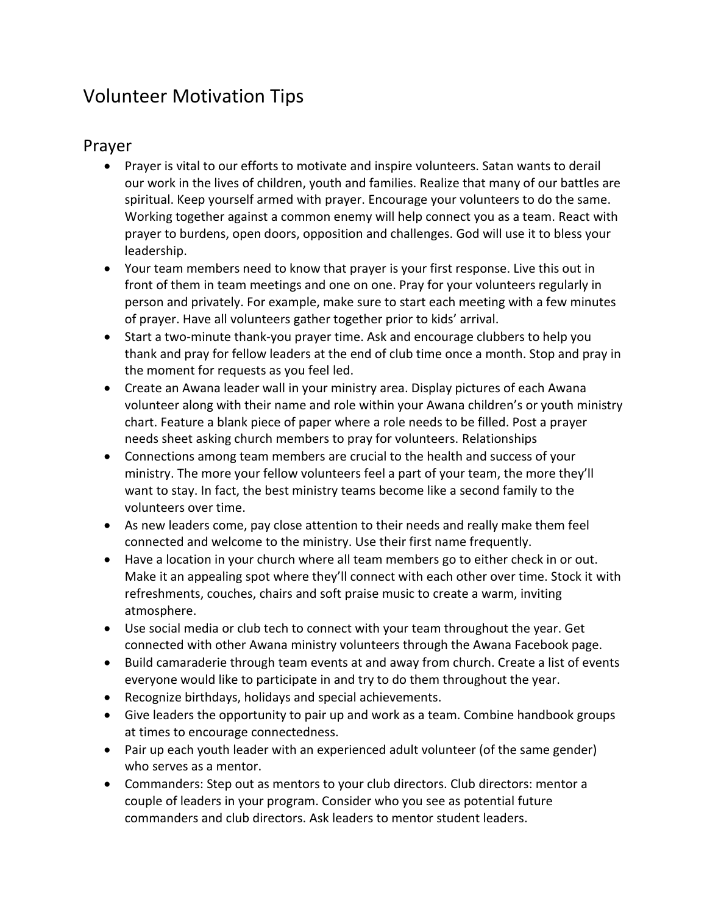# Volunteer Motivation Tips

## Prayer

- Prayer is vital to our efforts to motivate and inspire volunteers. Satan wants to derail our work in the lives of children, youth and families. Realize that many of our battles are spiritual. Keep yourself armed with prayer. Encourage your volunteers to do the same. Working together against a common enemy will help connect you as a team. React with prayer to burdens, open doors, opposition and challenges. God will use it to bless your leadership.
- Your team members need to know that prayer is your first response. Live this out in front of them in team meetings and one on one. Pray for your volunteers regularly in person and privately. For example, make sure to start each meeting with a few minutes of prayer. Have all volunteers gather together prior to kids' arrival.
- Start a two-minute thank-you prayer time. Ask and encourage clubbers to help you thank and pray for fellow leaders at the end of club time once a month. Stop and pray in the moment for requests as you feel led.
- Create an Awana leader wall in your ministry area. Display pictures of each Awana volunteer along with their name and role within your Awana children's or youth ministry chart. Feature a blank piece of paper where a role needs to be filled. Post a prayer needs sheet asking church members to pray for volunteers. Relationships
- Connections among team members are crucial to the health and success of your ministry. The more your fellow volunteers feel a part of your team, the more they'll want to stay. In fact, the best ministry teams become like a second family to the volunteers over time.
- As new leaders come, pay close attention to their needs and really make them feel connected and welcome to the ministry. Use their first name frequently.
- Have a location in your church where all team members go to either check in or out. Make it an appealing spot where they'll connect with each other over time. Stock it with refreshments, couches, chairs and soft praise music to create a warm, inviting atmosphere.
- Use social media or club tech to connect with your team throughout the year. Get connected with other Awana ministry volunteers through the Awana Facebook page.
- Build camaraderie through team events at and away from church. Create a list of events everyone would like to participate in and try to do them throughout the year.
- Recognize birthdays, holidays and special achievements.
- Give leaders the opportunity to pair up and work as a team. Combine handbook groups at times to encourage connectedness.
- Pair up each youth leader with an experienced adult volunteer (of the same gender) who serves as a mentor.
- Commanders: Step out as mentors to your club directors. Club directors: mentor a couple of leaders in your program. Consider who you see as potential future commanders and club directors. Ask leaders to mentor student leaders.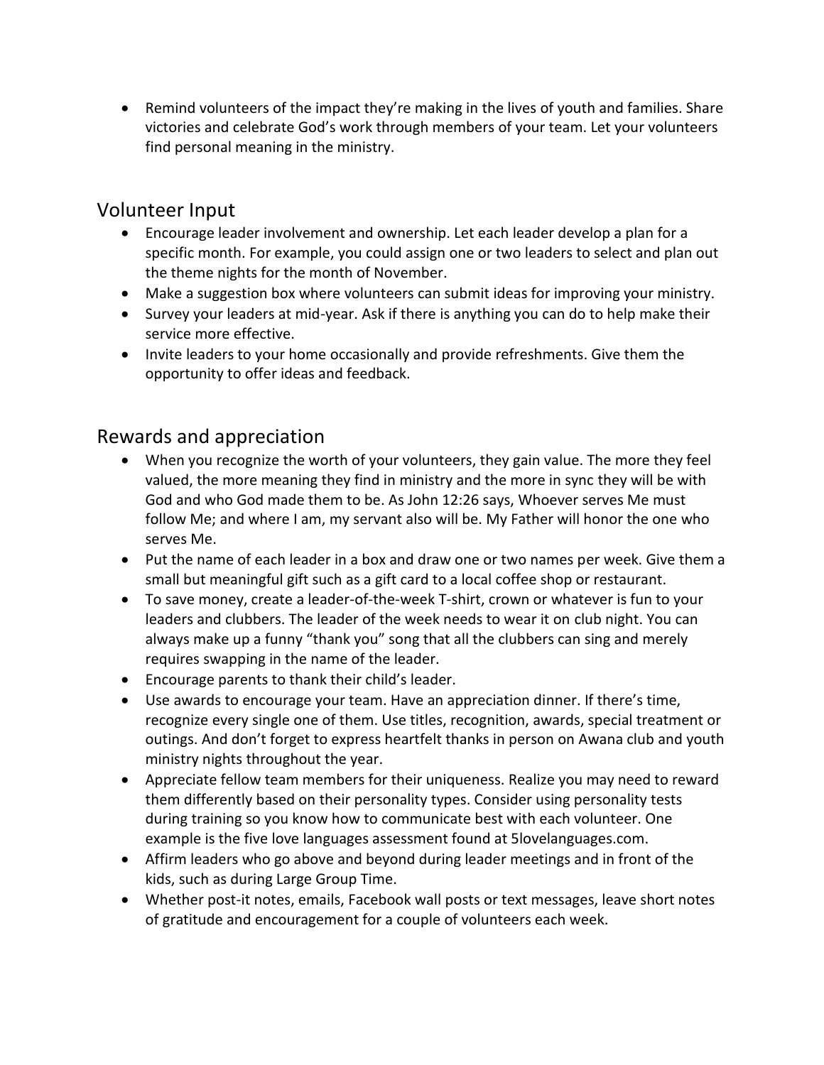- Remind volunteers of the impact they're making in the lives of youth and families. Share victories and celebrate God's work through members of your team. Let your volunteers find personal meaning in the ministry.

## Volunteer Input

- Encourage leader involvement and ownership. Let each leader develop a plan for a specific month. For example, you could assign one or two leaders to select and plan out the theme nights for the month of November.
- Make a suggestion box where volunteers can submit ideas for improving your ministry.
- Survey your leaders at mid-year. Ask if there is anything you can do to help make their service more effective.
- Invite leaders to your home occasionally and provide refreshments. Give them the opportunity to offer ideas and feedback.

## Rewards and appreciation

- When you recognize the worth of your volunteers, they gain value. The more they feel valued, the more meaning they find in ministry and the more in sync they will be with God and who God made them to be. As John 12:26 says, Whoever serves Me must follow Me; and where I am, my servant also will be. My Father will honor the one who serves Me.
- Put the name of each leader in a box and draw one or two names per week. Give them a small but meaningful gift such as a gift card to a local coffee shop or restaurant.
- To save money, create a leader-of-the-week T-shirt, crown or whatever is fun to your leaders and clubbers. The leader of the week needs to wear it on club night. You can always make up a funny "thank you" song that all the clubbers can sing and merely requires swapping in the name of the leader.
- Encourage parents to thank their child's leader.
- Use awards to encourage your team. Have an appreciation dinner. If there's time, recognize every single one of them. Use titles, recognition, awards, special treatment or outings. And don't forget to express heartfelt thanks in person on Awana club and youth ministry nights throughout the year.
- Appreciate fellow team members for their uniqueness. Realize you may need to reward them differently based on their personality types. Consider using personality tests during training so you know how to communicate best with each volunteer. One example is the five love languages assessment found at 5lovelanguages.com.
- Affirm leaders who go above and beyond during leader meetings and in front of the kids, such as during Large Group Time.
- Whether post-it notes, emails, Facebook wall posts or text messages, leave short notes of gratitude and encouragement for a couple of volunteers each week.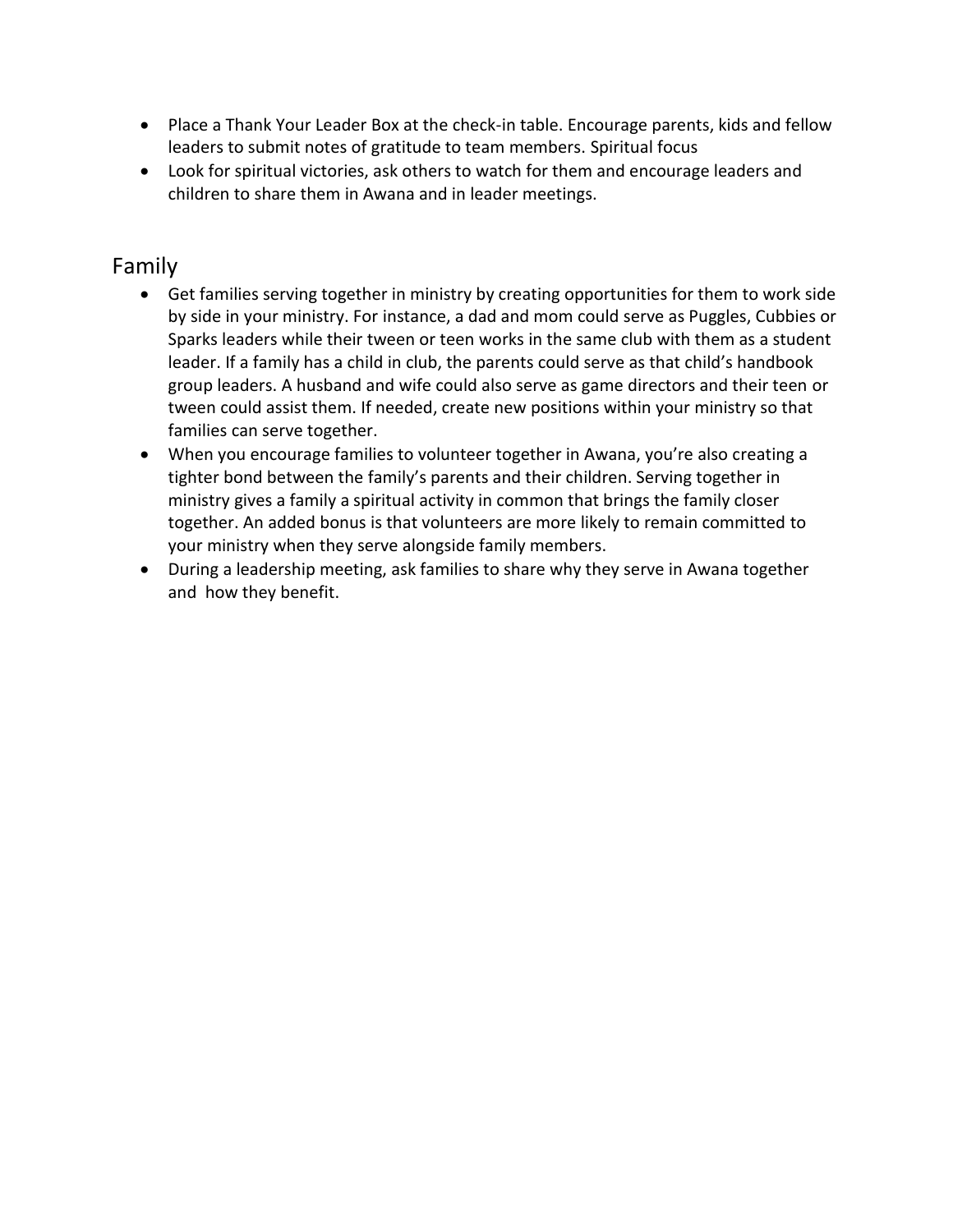- Place a Thank Your Leader Box at the check-in table. Encourage parents, kids and fellow leaders to submit notes of gratitude to team members. Spiritual focus
- Look for spiritual victories, ask others to watch for them and encourage leaders and children to share them in Awana and in leader meetings.

## Family

- Get families serving together in ministry by creating opportunities for them to work side by side in your ministry. For instance, a dad and mom could serve as Puggles, Cubbies or Sparks leaders while their tween or teen works in the same club with them as a student leader. If a family has a child in club, the parents could serve as that child's handbook group leaders. A husband and wife could also serve as game directors and their teen or tween could assist them. If needed, create new positions within your ministry so that families can serve together.
- When you encourage families to volunteer together in Awana, you're also creating a tighter bond between the family's parents and their children. Serving together in ministry gives a family a spiritual activity in common that brings the family closer together. An added bonus is that volunteers are more likely to remain committed to your ministry when they serve alongside family members.
- During a leadership meeting, ask families to share why they serve in Awana together and how they benefit.